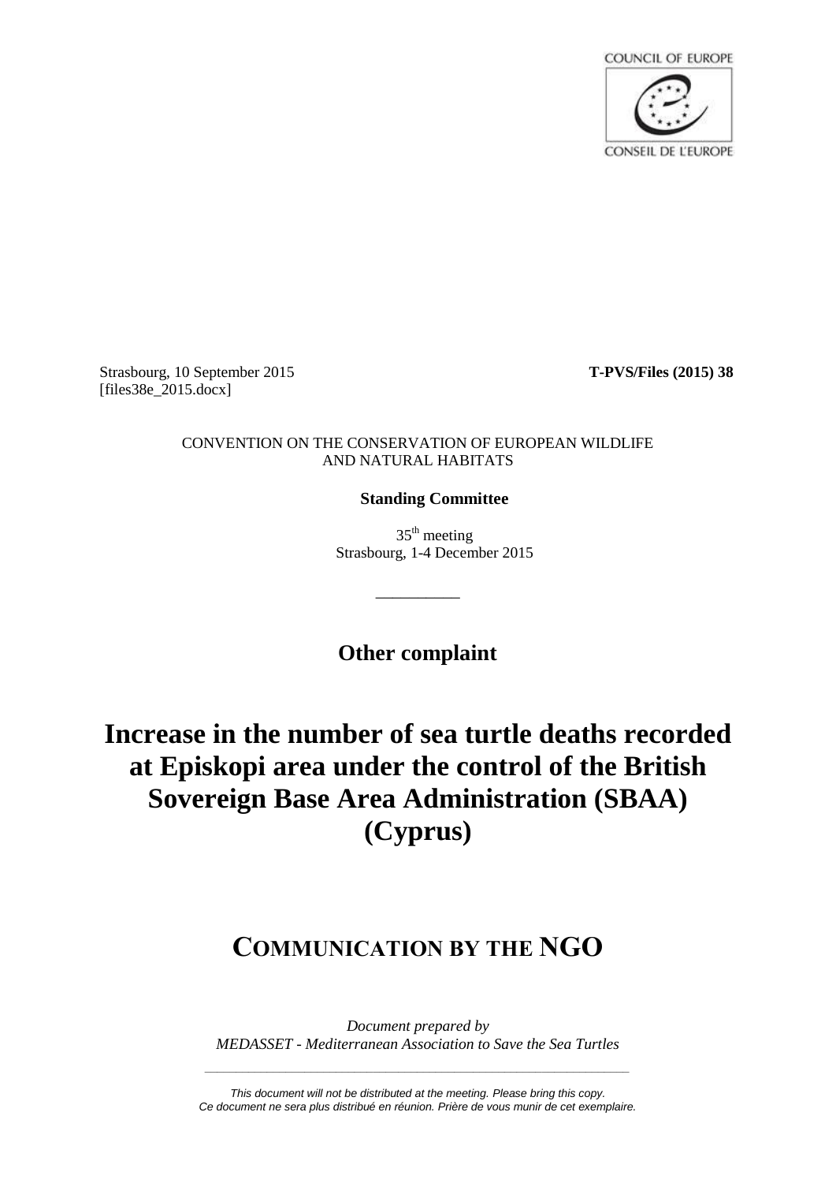COUNCIL OF EUROPE

CONSEIL DE L'EUROPE

Strasbourg, 10 September 2015 **T-PVS/Files (2015) 38**
[files38e_2015.docx]

CONVENTION ON THE CONSERVATION OF EUROPEAN WILDLIFE AND NATURAL HABITATS

**Standing Committee**

35th meeting
Strasbourg, 1-4 December 2015

__________

**Other complaint**

# Increase in the number of sea turtle deaths recorded at Episkopi area under the control of the British Sovereign Base Area Administration (SBAA) (Cyprus)

## COMMUNICATION BY THE NGO

*Document prepared by*
*MEDASSET - Mediterranean Association to Save the Sea Turtles*

*This document will not be distributed at the meeting. Please bring this copy.*
*Ce document ne sera plus distribué en réunion. Prière de vous munir de cet exemplaire.*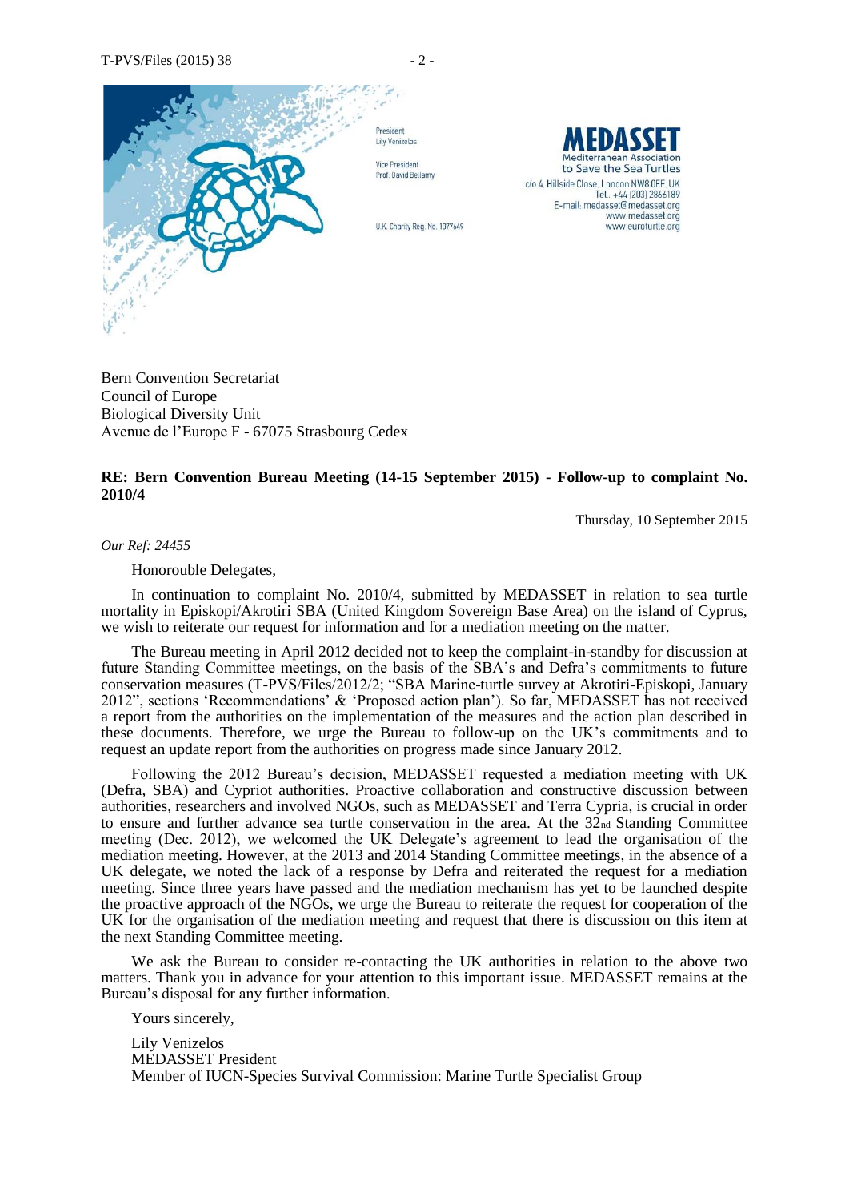President
Lily Venizelos

Vice President
Prof. David Bellamy

U.K. Charity Reg. No. 1077649

**MEDASSET**
Mediterranean Association
to Save the Sea Turtles
c/o 4, Hillside Close, London NW8 0EF, UK
Tel.: +44 (203) 2866189
E-mail: medasset@medasset.org
www.medasset.org
www.euroturtle.org

Bern Convention Secretariat
Council of Europe
Biological Diversity Unit
Avenue de l'Europe F - 67075 Strasbourg Cedex

**RE: Bern Convention Bureau Meeting (14-15 September 2015) - Follow-up to complaint No. 2010/4**

Thursday, 10 September 2015

*Our Ref: 24455*

Honorouble Delegates,

In continuation to complaint No. 2010/4, submitted by MEDASSET in relation to sea turtle mortality in Episkopi/Akrotiri SBA (United Kingdom Sovereign Base Area) on the island of Cyprus, we wish to reiterate our request for information and for a mediation meeting on the matter.

The Bureau meeting in April 2012 decided not to keep the complaint-in-standby for discussion at future Standing Committee meetings, on the basis of the SBA's and Defra's commitments to future conservation measures (T-PVS/Files/2012/2; "SBA Marine-turtle survey at Akrotiri-Episkopi, January 2012", sections 'Recommendations' & 'Proposed action plan'). So far, MEDASSET has not received a report from the authorities on the implementation of the measures and the action plan described in these documents. Therefore, we urge the Bureau to follow-up on the UK's commitments and to request an update report from the authorities on progress made since January 2012.

Following the 2012 Bureau's decision, MEDASSET requested a mediation meeting with UK (Defra, SBA) and Cypriot authorities. Proactive collaboration and constructive discussion between authorities, researchers and involved NGOs, such as MEDASSET and Terra Cypria, is crucial in order to ensure and further advance sea turtle conservation in the area. At the 32nd Standing Committee meeting (Dec. 2012), we welcomed the UK Delegate's agreement to lead the organisation of the mediation meeting. However, at the 2013 and 2014 Standing Committee meetings, in the absence of a UK delegate, we noted the lack of a response by Defra and reiterated the request for a mediation meeting. Since three years have passed and the mediation mechanism has yet to be launched despite the proactive approach of the NGOs, we urge the Bureau to reiterate the request for cooperation of the UK for the organisation of the mediation meeting and request that there is discussion on this item at the next Standing Committee meeting.

We ask the Bureau to consider re-contacting the UK authorities in relation to the above two matters. Thank you in advance for your attention to this important issue. MEDASSET remains at the Bureau's disposal for any further information.

Yours sincerely,

Lily Venizelos
MEDASSET President
Member of IUCN-Species Survival Commission: Marine Turtle Specialist Group